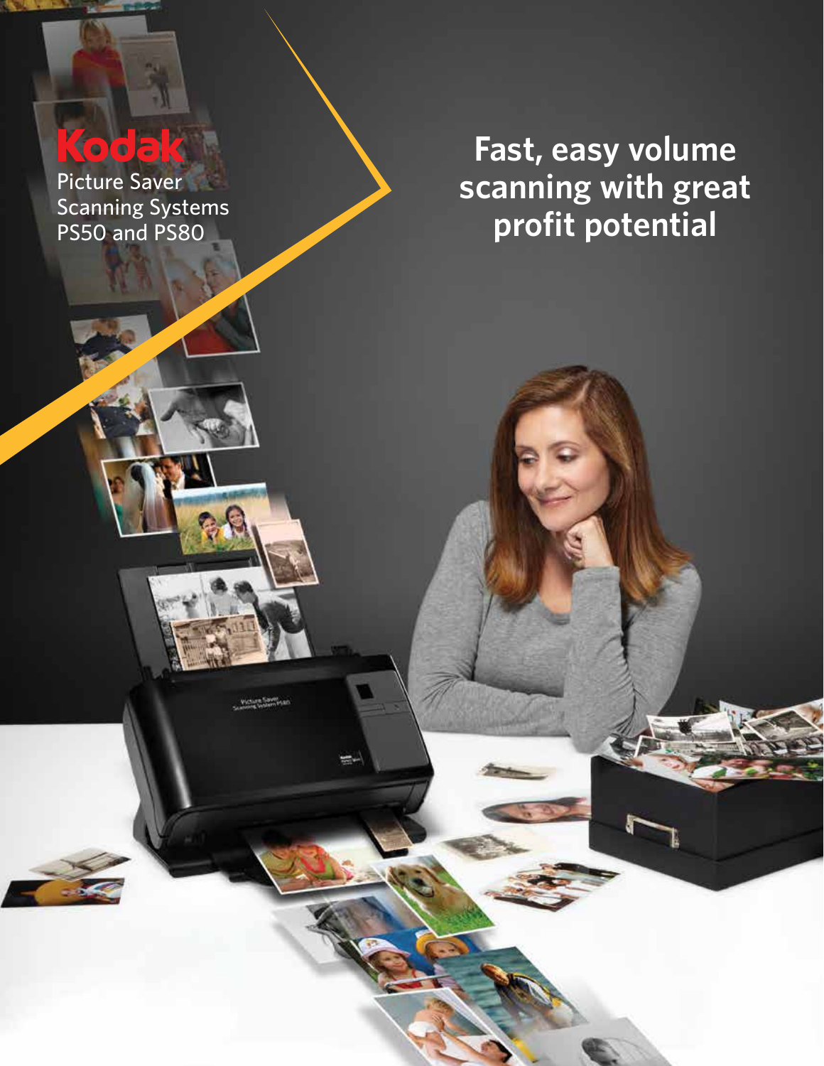Kodak

Picture Saver Scanning Systems PS50 and PS80

# Fast, easy volume scanning with great profit potential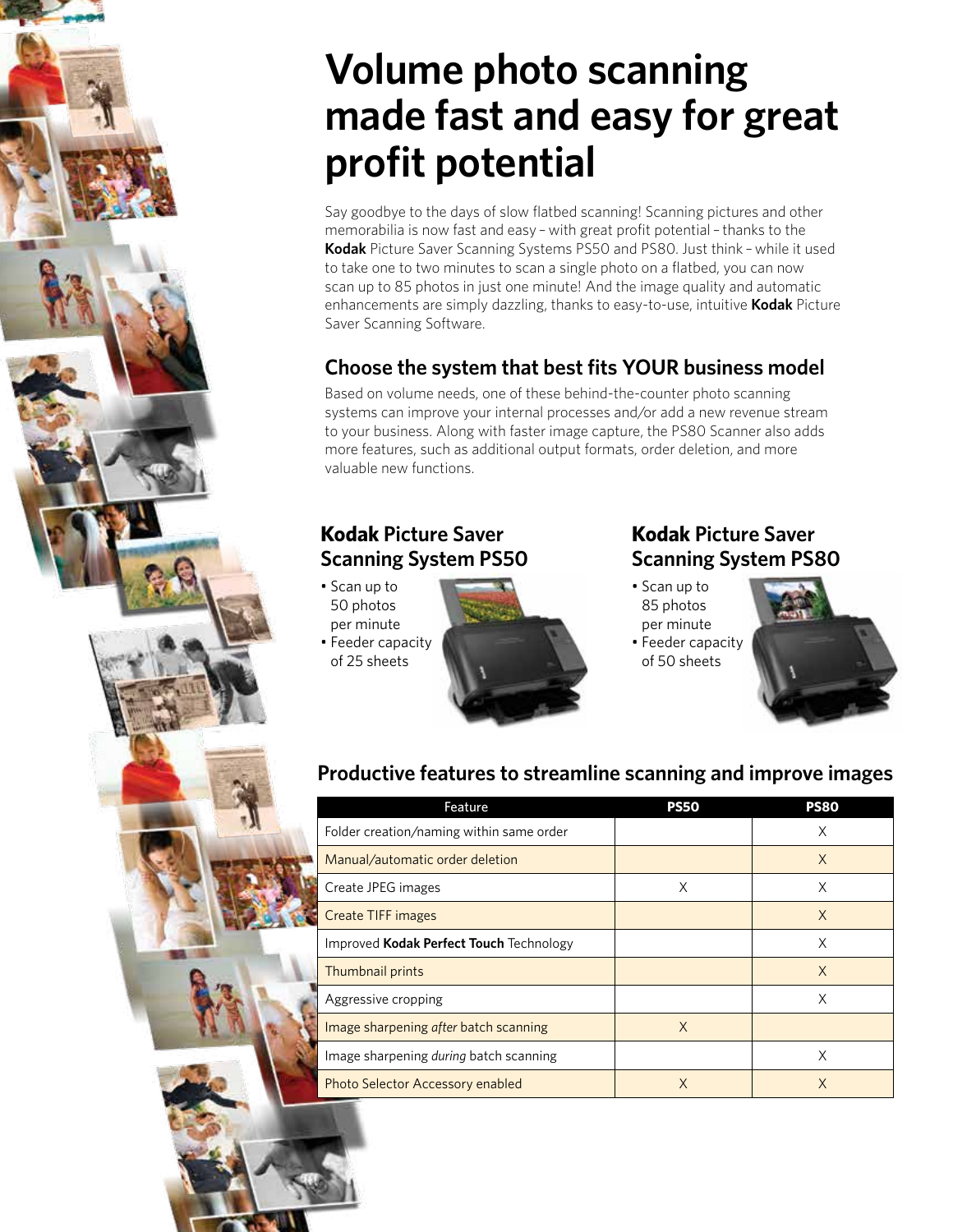# Volume photo scanning made fast and easy for great profit potential

Say goodbye to the days of slow flatbed scanning! Scanning pictures and other memorabilia is now fast and easy – with great profit potential – thanks to the **Kodak** Picture Saver Scanning Systems PS50 and PS80. Just think – while it used to take one to two minutes to scan a single photo on a flatbed, you can now scan up to 85 photos in just one minute! And the image quality and automatic enhancements are simply dazzling, thanks to easy-to-use, intuitive **Kodak** Picture Saver Scanning Software.

## Choose the system that best fits YOUR business model

Based on volume needs, one of these behind-the-counter photo scanning systems can improve your internal processes and/or add a new revenue stream to your business. Along with faster image capture, the PS80 Scanner also adds more features, such as additional output formats, order deletion, and more valuable new functions.

### Kodak Picture Saver Scanning System PS50

- Scan up to 50 photos per minute
- Feeder capacity of 25 sheets

### Kodak Picture Saver Scanning System PS80

- Scan up to 85 photos per minute
- Feeder capacity of 50 sheets

## Productive features to streamline scanning and improve images

| Feature | PS50 | PS80 |
|---|---|---|
| Folder creation/naming within same order | | X |
| Manual/automatic order deletion | | X |
| Create JPEG images | X | X |
| Create TIFF images | | X |
| Improved **Kodak Perfect Touch** Technology | | X |
| Thumbnail prints | | X |
| Aggressive cropping | | X |
| Image sharpening *after* batch scanning | X | |
| Image sharpening *during* batch scanning | | X |
| Photo Selector Accessory enabled | X | X |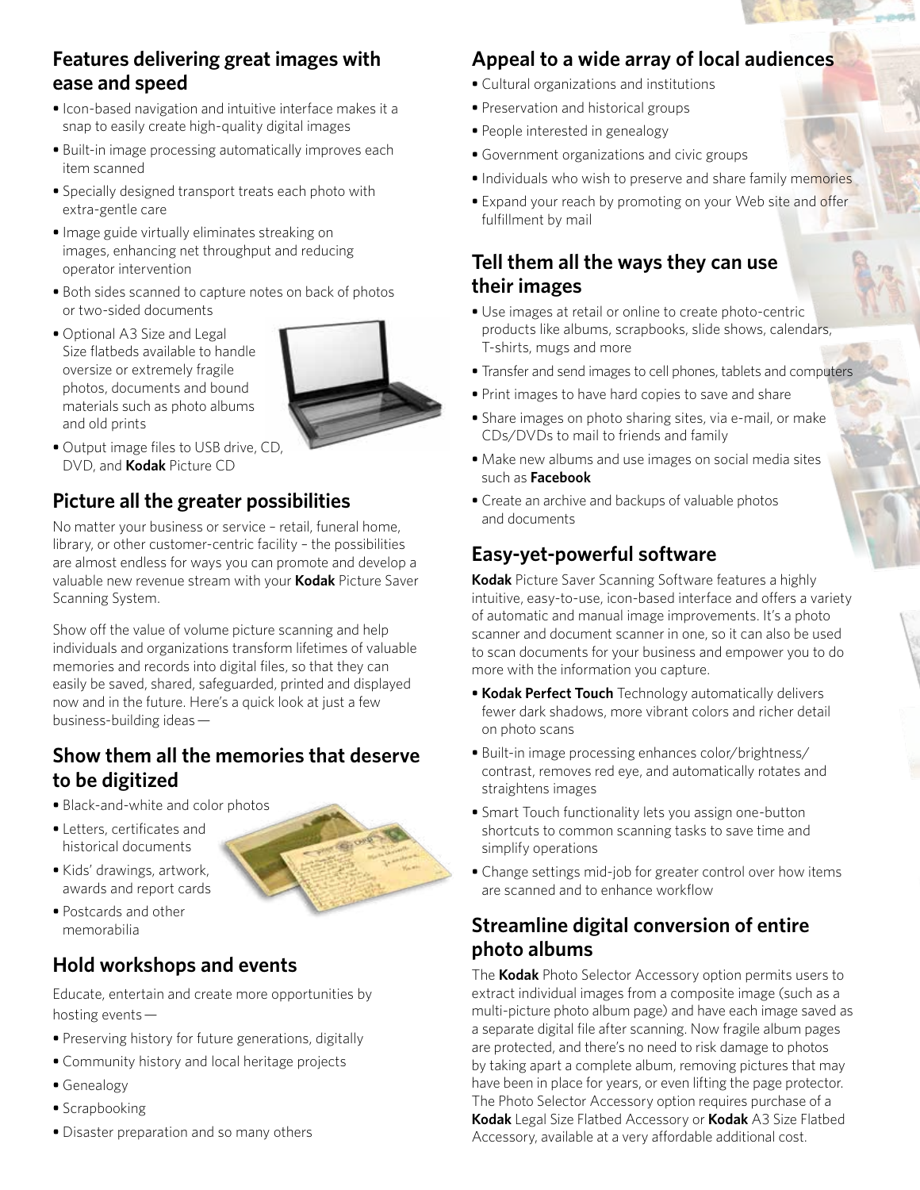## Features delivering great images with ease and speed

- Icon-based navigation and intuitive interface makes it a snap to easily create high-quality digital images
- Built-in image processing automatically improves each item scanned
- Specially designed transport treats each photo with extra-gentle care
- Image guide virtually eliminates streaking on images, enhancing net throughput and reducing operator intervention
- Both sides scanned to capture notes on back of photos or two-sided documents
- Optional A3 Size and Legal Size flatbeds available to handle oversize or extremely fragile photos, documents and bound materials such as photo albums and old prints
- Output image files to USB drive, CD, DVD, and **Kodak** Picture CD

## Picture all the greater possibilities

No matter your business or service – retail, funeral home, library, or other customer-centric facility – the possibilities are almost endless for ways you can promote and develop a valuable new revenue stream with your **Kodak** Picture Saver Scanning System.

Show off the value of volume picture scanning and help individuals and organizations transform lifetimes of valuable memories and records into digital files, so that they can easily be saved, shared, safeguarded, printed and displayed now and in the future. Here's a quick look at just a few business-building ideas—

## Show them all the memories that deserve to be digitized

- Black-and-white and color photos
- Letters, certificates and historical documents
- Kids' drawings, artwork, awards and report cards
- Postcards and other memorabilia

## Hold workshops and events

Educate, entertain and create more opportunities by hosting events—

- Preserving history for future generations, digitally
- Community history and local heritage projects
- Genealogy
- Scrapbooking
- Disaster preparation and so many others

## Appeal to a wide array of local audiences

- Cultural organizations and institutions
- Preservation and historical groups
- People interested in genealogy
- Government organizations and civic groups
- Individuals who wish to preserve and share family memories
- Expand your reach by promoting on your Web site and offer fulfillment by mail

## Tell them all the ways they can use their images

- Use images at retail or online to create photo-centric products like albums, scrapbooks, slide shows, calendars, T-shirts, mugs and more
- Transfer and send images to cell phones, tablets and computers
- Print images to have hard copies to save and share
- Share images on photo sharing sites, via e-mail, or make CDs/DVDs to mail to friends and family
- Make new albums and use images on social media sites such as **Facebook**
- Create an archive and backups of valuable photos and documents

## Easy-yet-powerful software

**Kodak** Picture Saver Scanning Software features a highly intuitive, easy-to-use, icon-based interface and offers a variety of automatic and manual image improvements. It's a photo scanner and document scanner in one, so it can also be used to scan documents for your business and empower you to do more with the information you capture.

- **Kodak Perfect Touch** Technology automatically delivers fewer dark shadows, more vibrant colors and richer detail on photo scans
- Built-in image processing enhances color/brightness/contrast, removes red eye, and automatically rotates and straightens images
- Smart Touch functionality lets you assign one-button shortcuts to common scanning tasks to save time and simplify operations
- Change settings mid-job for greater control over how items are scanned and to enhance workflow

## Streamline digital conversion of entire photo albums

The **Kodak** Photo Selector Accessory option permits users to extract individual images from a composite image (such as a multi-picture photo album page) and have each image saved as a separate digital file after scanning. Now fragile album pages are protected, and there's no need to risk damage to photos by taking apart a complete album, removing pictures that may have been in place for years, or even lifting the page protector. The Photo Selector Accessory option requires purchase of a **Kodak** Legal Size Flatbed Accessory or **Kodak** A3 Size Flatbed Accessory, available at a very affordable additional cost.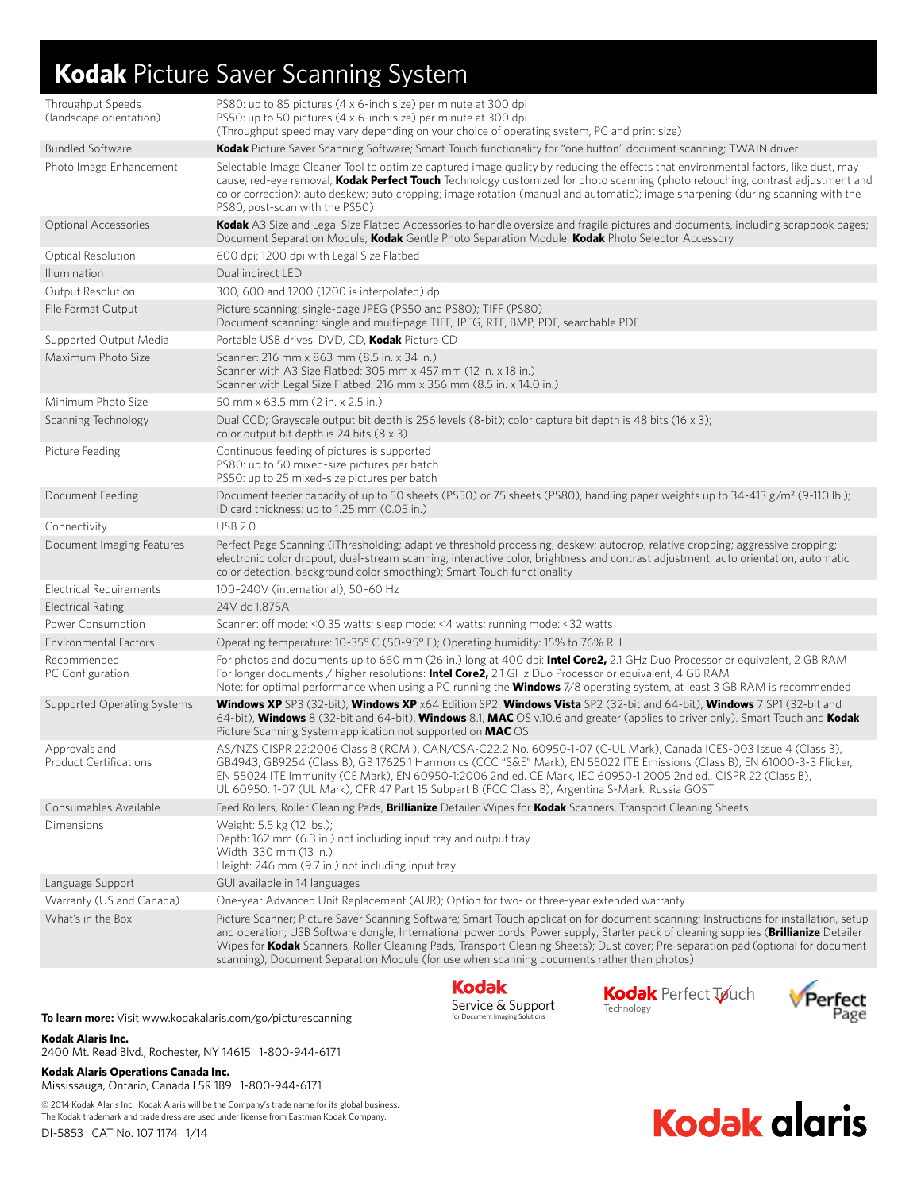# **Kodak** Picture Saver Scanning System

| | |
|---|---|
| Throughput Speeds (landscape orientation) | PS80: up to 85 pictures (4 x 6-inch size) per minute at 300 dpi<br>PS50: up to 50 pictures (4 x 6-inch size) per minute at 300 dpi<br>(Throughput speed may vary depending on your choice of operating system, PC and print size) |
| Bundled Software | **Kodak** Picture Saver Scanning Software; Smart Touch functionality for "one button" document scanning; TWAIN driver |
| Photo Image Enhancement | Selectable Image Cleaner Tool to optimize captured image quality by reducing the effects that environmental factors, like dust, may cause; red-eye removal; **Kodak Perfect Touch** Technology customized for photo scanning (photo retouching, contrast adjustment and color correction); auto deskew; auto cropping; image rotation (manual and automatic); image sharpening (during scanning with the PS80, post-scan with the PS50) |
| Optional Accessories | **Kodak** A3 Size and Legal Size Flatbed Accessories to handle oversize and fragile pictures and documents, including scrapbook pages; Document Separation Module; **Kodak** Gentle Photo Separation Module, **Kodak** Photo Selector Accessory |
| Optical Resolution | 600 dpi; 1200 dpi with Legal Size Flatbed |
| Illumination | Dual indirect LED |
| Output Resolution | 300, 600 and 1200 (1200 is interpolated) dpi |
| File Format Output | Picture scanning: single-page JPEG (PS50 and PS80); TIFF (PS80)<br>Document scanning: single and multi-page TIFF, JPEG, RTF, BMP, PDF, searchable PDF |
| Supported Output Media | Portable USB drives, DVD, CD, **Kodak** Picture CD |
| Maximum Photo Size | Scanner: 216 mm x 863 mm (8.5 in. x 34 in.)<br>Scanner with A3 Size Flatbed: 305 mm x 457 mm (12 in. x 18 in.)<br>Scanner with Legal Size Flatbed: 216 mm x 356 mm (8.5 in. x 14.0 in.) |
| Minimum Photo Size | 50 mm x 63.5 mm (2 in. x 2.5 in.) |
| Scanning Technology | Dual CCD; Grayscale output bit depth is 256 levels (8-bit); color capture bit depth is 48 bits (16 x 3); color output bit depth is 24 bits (8 x 3) |
| Picture Feeding | Continuous feeding of pictures is supported<br>PS80: up to 50 mixed-size pictures per batch<br>PS50: up to 25 mixed-size pictures per batch |
| Document Feeding | Document feeder capacity of up to 50 sheets (PS50) or 75 sheets (PS80), handling paper weights up to 34-413 g/m² (9-110 lb.); ID card thickness: up to 1.25 mm (0.05 in.) |
| Connectivity | USB 2.0 |
| Document Imaging Features | Perfect Page Scanning (iThresholding; adaptive threshold processing; deskew; autocrop; relative cropping; aggressive cropping; electronic color dropout; dual-stream scanning; interactive color, brightness and contrast adjustment; auto orientation, automatic color detection, background color smoothing); Smart Touch functionality |
| Electrical Requirements | 100–240V (international); 50–60 Hz |
| Electrical Rating | 24V dc 1.875A |
| Power Consumption | Scanner: off mode: <0.35 watts; sleep mode: <4 watts; running mode: <32 watts |
| Environmental Factors | Operating temperature: 10-35° C (50-95° F); Operating humidity: 15% to 76% RH |
| Recommended PC Configuration | For photos and documents up to 660 mm (26 in.) long at 400 dpi: **Intel Core2,** 2.1 GHz Duo Processor or equivalent, 2 GB RAM<br>For longer documents / higher resolutions: **Intel Core2,** 2.1 GHz Duo Processor or equivalent, 4 GB RAM<br>Note: for optimal performance when using a PC running the **Windows** 7/8 operating system, at least 3 GB RAM is recommended |
| Supported Operating Systems | **Windows XP** SP3 (32-bit), **Windows XP** x64 Edition SP2, **Windows Vista** SP2 (32-bit and 64-bit), **Windows** 7 SP1 (32-bit and 64-bit), **Windows** 8 (32-bit and 64-bit), **Windows** 8.1, **MAC** OS v.10.6 and greater (applies to driver only). Smart Touch and **Kodak** Picture Scanning System application not supported on **MAC** OS |
| Approvals and Product Certifications | AS/NZS CISPR 22:2006 Class B (RCM ), CAN/CSA-C22.2 No. 60950-1-07 (C-UL Mark), Canada ICES-003 Issue 4 (Class B), GB4943, GB9254 (Class B), GB 17625.1 Harmonics (CCC "S&E" Mark), EN 55022 ITE Emissions (Class B), EN 61000-3-3 Flicker, EN 55024 ITE Immunity (CE Mark), EN 60950-1:2006 2nd ed. CE Mark, IEC 60950-1:2005 2nd ed., CISPR 22 (Class B), UL 60950: 1-07 (UL Mark), CFR 47 Part 15 Subpart B (FCC Class B), Argentina S-Mark, Russia GOST |
| Consumables Available | Feed Rollers, Roller Cleaning Pads, **Brillianize** Detailer Wipes for **Kodak** Scanners, Transport Cleaning Sheets |
| Dimensions | Weight: 5.5 kg (12 lbs.);<br>Depth: 162 mm (6.3 in.) not including input tray and output tray<br>Width: 330 mm (13 in.)<br>Height: 246 mm (9.7 in.) not including input tray |
| Language Support | GUI available in 14 languages |
| Warranty (US and Canada) | One-year Advanced Unit Replacement (AUR); Option for two- or three-year extended warranty |
| What's in the Box | Picture Scanner; Picture Saver Scanning Software; Smart Touch application for document scanning; Instructions for installation, setup and operation; USB Software dongle; International power cords; Power supply; Starter pack of cleaning supplies (**Brillianize** Detailer Wipes for **Kodak** Scanners, Roller Cleaning Pads, Transport Cleaning Sheets); Dust cover; Pre-separation pad (optional for document scanning); Document Separation Module (for use when scanning documents rather than photos) |

Kodak Service & Support for Document Imaging Solutions

Kodak Perfect Touch Technology

Perfect Page

**To learn more:** Visit www.kodakalaris.com/go/picturescanning

**Kodak Alaris Inc.**
2400 Mt. Read Blvd., Rochester, NY 14615 1-800-944-6171

**Kodak Alaris Operations Canada Inc.**
Mississauga, Ontario, Canada L5R 1B9 1-800-944-6171

© 2014 Kodak Alaris Inc. Kodak Alaris will be the Company's trade name for its global business.
The Kodak trademark and trade dress are used under license from Eastman Kodak Company.

DI-5853 CAT No. 107 1174 1/14

Kodak alaris